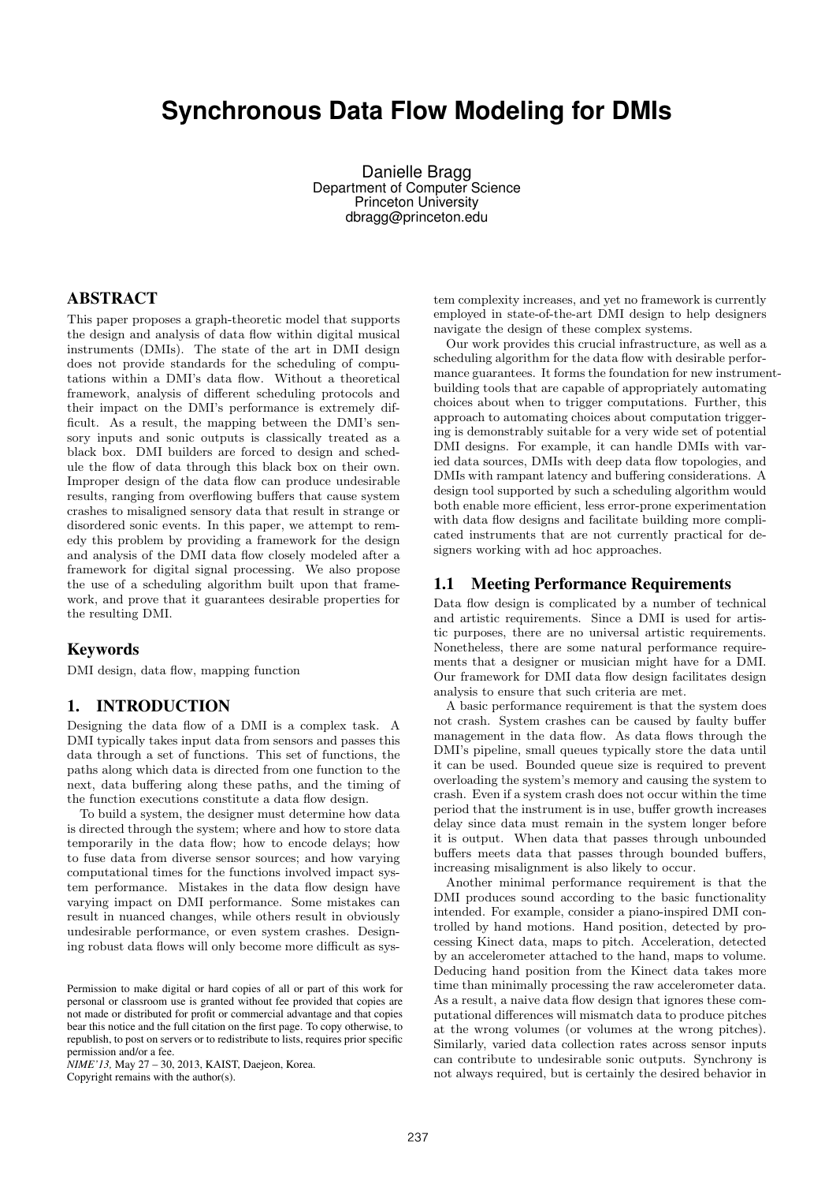# Synchronous Data Flow Modeling for DMIs

Danielle Bragg
Department of Computer Science
Princeton University
dbragg@princeton.edu

## ABSTRACT

This paper proposes a graph-theoretic model that supports the design and analysis of data flow within digital musical instruments (DMIs). The state of the art in DMI design does not provide standards for the scheduling of computations within a DMI's data flow. Without a theoretical framework, analysis of different scheduling protocols and their impact on the DMI's performance is extremely difficult. As a result, the mapping between the DMI's sensory inputs and sonic outputs is classically treated as a black box. DMI builders are forced to design and schedule the flow of data through this black box on their own. Improper design of the data flow can produce undesirable results, ranging from overflowing buffers that cause system crashes to misaligned sensory data that result in strange or disordered sonic events. In this paper, we attempt to remedy this problem by providing a framework for the design and analysis of the DMI data flow closely modeled after a framework for digital signal processing. We also propose the use of a scheduling algorithm built upon that framework, and prove that it guarantees desirable properties for the resulting DMI.

### Keywords

DMI design, data flow, mapping function

## 1. INTRODUCTION

Designing the data flow of a DMI is a complex task. A DMI typically takes input data from sensors and passes this data through a set of functions. This set of functions, the paths along which data is directed from one function to the next, data buffering along these paths, and the timing of the function executions constitute a data flow design.

To build a system, the designer must determine how data is directed through the system; where and how to store data temporarily in the data flow; how to encode delays; how to fuse data from diverse sensor sources; and how varying computational times for the functions involved impact system performance. Mistakes in the data flow design have varying impact on DMI performance. Some mistakes can result in nuanced changes, while others result in obviously undesirable performance, or even system crashes. Designing robust data flows will only become more difficult as system complexity increases, and yet no framework is currently employed in state-of-the-art DMI design to help designers navigate the design of these complex systems.

Our work provides this crucial infrastructure, as well as a scheduling algorithm for the data flow with desirable performance guarantees. It forms the foundation for new instrument-building tools that are capable of appropriately automating choices about when to trigger computations. Further, this approach to automating choices about computation triggering is demonstrably suitable for a very wide set of potential DMI designs. For example, it can handle DMIs with varied data sources, DMIs with deep data flow topologies, and DMIs with rampant latency and buffering considerations. A design tool supported by such a scheduling algorithm would both enable more efficient, less error-prone experimentation with data flow designs and facilitate building more complicated instruments that are not currently practical for designers working with ad hoc approaches.

### 1.1 Meeting Performance Requirements

Data flow design is complicated by a number of technical and artistic requirements. Since a DMI is used for artistic purposes, there are no universal artistic requirements. Nonetheless, there are some natural performance requirements that a designer or musician might have for a DMI. Our framework for DMI data flow design facilitates design analysis to ensure that such criteria are met.

A basic performance requirement is that the system does not crash. System crashes can be caused by faulty buffer management in the data flow. As data flows through the DMI's pipeline, small queues typically store the data until it can be used. Bounded queue size is required to prevent overloading the system's memory and causing the system to crash. Even if a system crash does not occur within the time period that the instrument is in use, buffer growth increases delay since data must remain in the system longer before it is output. When data that passes through unbounded buffers meets data that passes through bounded buffers, increasing misalignment is also likely to occur.

Another minimal performance requirement is that the DMI produces sound according to the basic functionality intended. For example, consider a piano-inspired DMI controlled by hand motions. Hand position, detected by processing Kinect data, maps to pitch. Acceleration, detected by an accelerometer attached to the hand, maps to volume. Deducing hand position from the Kinect data takes more time than minimally processing the raw accelerometer data. As a result, a naive data flow design that ignores these computational differences will mismatch data to produce pitches at the wrong volumes (or volumes at the wrong pitches). Similarly, varied data collection rates across sensor inputs can contribute to undesirable sonic outputs. Synchrony is not always required, but is certainly the desired behavior in

Permission to make digital or hard copies of all or part of this work for personal or classroom use is granted without fee provided that copies are not made or distributed for profit or commercial advantage and that copies bear this notice and the full citation on the first page. To copy otherwise, to republish, to post on servers or to redistribute to lists, requires prior specific permission and/or a fee.
*NIME'13*, May 27 – 30, 2013, KAIST, Daejeon, Korea.
Copyright remains with the author(s).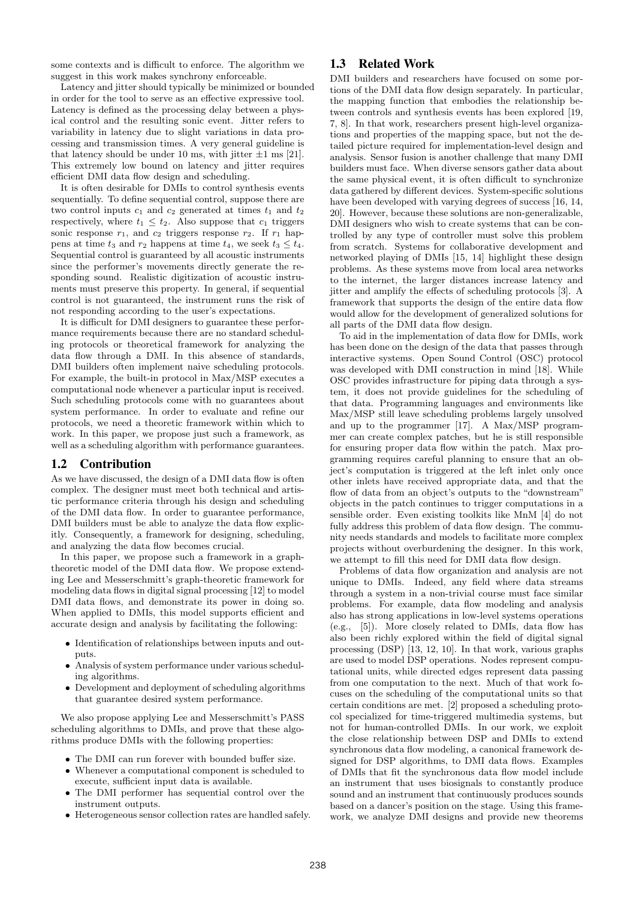some contexts and is difficult to enforce. The algorithm we suggest in this work makes synchrony enforceable.

Latency and jitter should typically be minimized or bounded in order for the tool to serve as an effective expressive tool. Latency is defined as the processing delay between a physical control and the resulting sonic event. Jitter refers to variability in latency due to slight variations in data processing and transmission times. A very general guideline is that latency should be under 10 ms, with jitter $\pm 1$ ms [21]. This extremely low bound on latency and jitter requires efficient DMI data flow design and scheduling.

It is often desirable for DMIs to control synthesis events sequentially. To define sequential control, suppose there are two control inputs $c_1$ and $c_2$ generated at times $t_1$ and $t_2$ respectively, where $t_1 \leq t_2$. Also suppose that $c_1$ triggers sonic response $r_1$, and $c_2$ triggers response $r_2$. If $r_1$ happens at time $t_3$ and $r_2$ happens at time $t_4$, we seek $t_3 \leq t_4$. Sequential control is guaranteed by all acoustic instruments since the performer's movements directly generate the responding sound. Realistic digitization of acoustic instruments must preserve this property. In general, if sequential control is not guaranteed, the instrument runs the risk of not responding according to the user's expectations.

It is difficult for DMI designers to guarantee these performance requirements because there are no standard scheduling protocols or theoretical framework for analyzing the data flow through a DMI. In this absence of standards, DMI builders often implement naive scheduling protocols. For example, the built-in protocol in Max/MSP executes a computational node whenever a particular input is received. Such scheduling protocols come with no guarantees about system performance. In order to evaluate and refine our protocols, we need a theoretic framework within which to work. In this paper, we propose just such a framework, as well as a scheduling algorithm with performance guarantees.

## 1.2 Contribution

As we have discussed, the design of a DMI data flow is often complex. The designer must meet both technical and artistic performance criteria through his design and scheduling of the DMI data flow. In order to guarantee performance, DMI builders must be able to analyze the data flow explicitly. Consequently, a framework for designing, scheduling, and analyzing the data flow becomes crucial.

In this paper, we propose such a framework in a graph-theoretic model of the DMI data flow. We propose extending Lee and Messerschmitt's graph-theoretic framework for modeling data flows in digital signal processing [12] to model DMI data flows, and demonstrate its power in doing so. When applied to DMIs, this model supports efficient and accurate design and analysis by facilitating the following:

- Identification of relationships between inputs and outputs.
- Analysis of system performance under various scheduling algorithms.
- Development and deployment of scheduling algorithms that guarantee desired system performance.

We also propose applying Lee and Messerschmitt's PASS scheduling algorithms to DMIs, and prove that these algorithms produce DMIs with the following properties:

- The DMI can run forever with bounded buffer size.
- Whenever a computational component is scheduled to execute, sufficient input data is available.
- The DMI performer has sequential control over the instrument outputs.
- Heterogeneous sensor collection rates are handled safely.

## 1.3 Related Work

DMI builders and researchers have focused on some portions of the DMI data flow design separately. In particular, the mapping function that embodies the relationship between controls and synthesis events has been explored [19, 7, 8]. In that work, researchers present high-level organizations and properties of the mapping space, but not the detailed picture required for implementation-level design and analysis. Sensor fusion is another challenge that many DMI builders must face. When diverse sensors gather data about the same physical event, it is often difficult to synchronize data gathered by different devices. System-specific solutions have been developed with varying degrees of success [16, 14, 20]. However, because these solutions are non-generalizable, DMI designers who wish to create systems that can be controlled by any type of controller must solve this problem from scratch. Systems for collaborative development and networked playing of DMIs [15, 14] highlight these design problems. As these systems move from local area networks to the internet, the larger distances increase latency and jitter and amplify the effects of scheduling protocols [3]. A framework that supports the design of the entire data flow would allow for the development of generalized solutions for all parts of the DMI data flow design.

To aid in the implementation of data flow for DMIs, work has been done on the design of the data that passes through interactive systems. Open Sound Control (OSC) protocol was developed with DMI construction in mind [18]. While OSC provides infrastructure for piping data through a system, it does not provide guidelines for the scheduling of that data. Programming languages and environments like Max/MSP still leave scheduling problems largely unsolved and up to the programmer [17]. A Max/MSP programmer can create complex patches, but he is still responsible for ensuring proper data flow within the patch. Max programming requires careful planning to ensure that an object's computation is triggered at the left inlet only once other inlets have received appropriate data, and that the flow of data from an object's outputs to the "downstream" objects in the patch continues to trigger computations in a sensible order. Even existing toolkits like MnM [4] do not fully address this problem of data flow design. The community needs standards and models to facilitate more complex projects without overburdening the designer. In this work, we attempt to fill this need for DMI data flow design.

Problems of data flow organization and analysis are not unique to DMIs. Indeed, any field where data streams through a system in a non-trivial course must face similar problems. For example, data flow modeling and analysis also has strong applications in low-level systems operations (e.g., [5]). More closely related to DMIs, data flow has also been richly explored within the field of digital signal processing (DSP) [13, 12, 10]. In that work, various graphs are used to model DSP operations. Nodes represent computational units, while directed edges represent data passing from one computation to the next. Much of that work focuses on the scheduling of the computational units so that certain conditions are met. [2] proposed a scheduling protocol specialized for time-triggered multimedia systems, but not for human-controlled DMIs. In our work, we exploit the close relationship between DSP and DMIs to extend synchronous data flow modeling, a canonical framework designed for DSP algorithms, to DMI data flows. Examples of DMIs that fit the synchronous data flow model include an instrument that uses biosignals to constantly produce sound and an instrument that continuously produces sounds based on a dancer's position on the stage. Using this framework, we analyze DMI designs and provide new theorems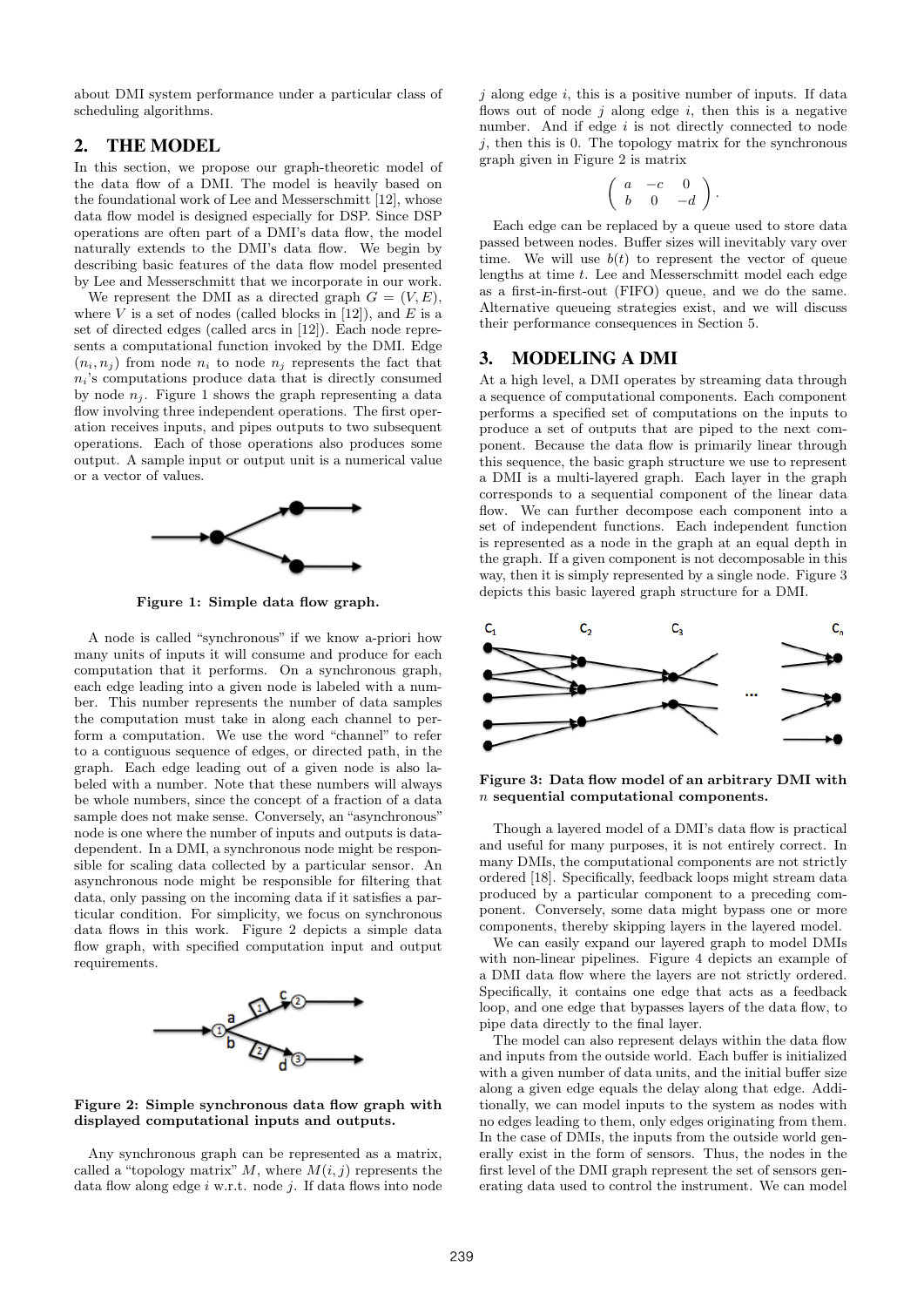about DMI system performance under a particular class of scheduling algorithms.

## 2. THE MODEL

In this section, we propose our graph-theoretic model of the data flow of a DMI. The model is heavily based on the foundational work of Lee and Messerschmitt [12], whose data flow model is designed especially for DSP. Since DSP operations are often part of a DMI's data flow, the model naturally extends to the DMI's data flow. We begin by describing basic features of the data flow model presented by Lee and Messerschmitt that we incorporate in our work.

We represent the DMI as a directed graph $G = (V, E)$, where $V$ is a set of nodes (called blocks in [12]), and $E$ is a set of directed edges (called arcs in [12]). Each node represents a computational function invoked by the DMI. Edge $(n_i, n_j)$ from node $n_i$ to node $n_j$ represents the fact that $n_i$'s computations produce data that is directly consumed by node $n_j$. Figure 1 shows the graph representing a data flow involving three independent operations. The first operation receives inputs, and pipes outputs to two subsequent operations. Each of those operations also produces some output. A sample input or output unit is a numerical value or a vector of values.

**Figure 1: Simple data flow graph.**

A node is called "synchronous" if we know a-priori how many units of inputs it will consume and produce for each computation that it performs. On a synchronous graph, each edge leading into a given node is labeled with a number. This number represents the number of data samples the computation must take in along each channel to perform a computation. We use the word "channel" to refer to a contiguous sequence of edges, or directed path, in the graph. Each edge leading out of a given node is also labeled with a number. Note that these numbers will always be whole numbers, since the concept of a fraction of a data sample does not make sense. Conversely, an "asynchronous" node is one where the number of inputs and outputs is data-dependent. In a DMI, a synchronous node might be responsible for scaling data collected by a particular sensor. An asynchronous node might be responsible for filtering that data, only passing on the incoming data if it satisfies a particular condition. For simplicity, we focus on synchronous data flows in this work. Figure 2 depicts a simple data flow graph, with specified computation input and output requirements.

**Figure 2: Simple synchronous data flow graph with displayed computational inputs and outputs.**

Any synchronous graph can be represented as a matrix, called a "topology matrix" $M$, where $M(i, j)$ represents the data flow along edge $i$ w.r.t. node $j$. If data flows into node $j$ along edge $i$, this is a positive number of inputs. If data flows out of node $j$ along edge $i$, then this is a negative number. And if edge $i$ is not directly connected to node $j$, then this is 0. The topology matrix for the synchronous graph given in Figure 2 is matrix

$$\begin{pmatrix} a & -c & 0 \\ b & 0 & -d \end{pmatrix}.$$

Each edge can be replaced by a queue used to store data passed between nodes. Buffer sizes will inevitably vary over time. We will use $b(t)$ to represent the vector of queue lengths at time $t$. Lee and Messerschmitt model each edge as a first-in-first-out (FIFO) queue, and we do the same. Alternative queueing strategies exist, and we will discuss their performance consequences in Section 5.

## 3. MODELING A DMI

At a high level, a DMI operates by streaming data through a sequence of computational components. Each component performs a specified set of computations on the inputs to produce a set of outputs that are piped to the next component. Because the data flow is primarily linear through this sequence, the basic graph structure we use to represent a DMI is a multi-layered graph. Each layer in the graph corresponds to a sequential component of the linear data flow. We can further decompose each component into a set of independent functions. Each independent function is represented as a node in the graph at an equal depth in the graph. If a given component is not decomposable in this way, then it is simply represented by a single node. Figure 3 depicts this basic layered graph structure for a DMI.

**Figure 3: Data flow model of an arbitrary DMI with $n$ sequential computational components.**

Though a layered model of a DMI's data flow is practical and useful for many purposes, it is not entirely correct. In many DMIs, the computational components are not strictly ordered [18]. Specifically, feedback loops might stream data produced by a particular component to a preceding component. Conversely, some data might bypass one or more components, thereby skipping layers in the layered model.

We can easily expand our layered graph to model DMIs with non-linear pipelines. Figure 4 depicts an example of a DMI data flow where the layers are not strictly ordered. Specifically, it contains one edge that acts as a feedback loop, and one edge that bypasses layers of the data flow, to pipe data directly to the final layer.

The model can also represent delays within the data flow and inputs from the outside world. Each buffer is initialized with a given number of data units, and the initial buffer size along a given edge equals the delay along that edge. Additionally, we can model inputs to the system as nodes with no edges leading to them, only edges originating from them. In the case of DMIs, the inputs from the outside world generally exist in the form of sensors. Thus, the nodes in the first level of the DMI graph represent the set of sensors generating data used to control the instrument. We can model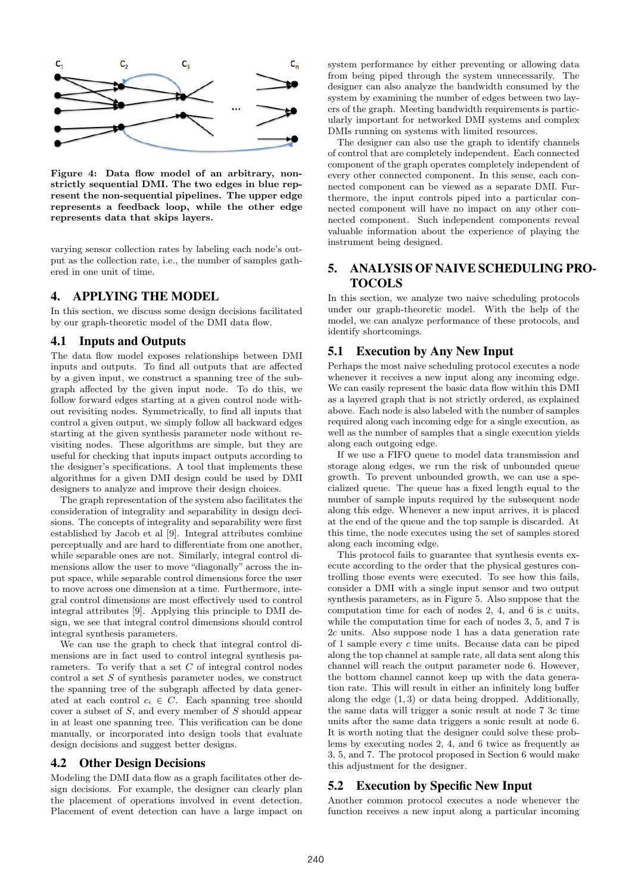Figure 4: Data flow model of an arbitrary, non-strictly sequential DMI. The two edges in blue represent the non-sequential pipelines. The upper edge represents a feedback loop, while the other edge represents data that skips layers.

varying sensor collection rates by labeling each node's output as the collection rate, i.e., the number of samples gathered in one unit of time.

## 4. APPLYING THE MODEL

In this section, we discuss some design decisions facilitated by our graph-theoretic model of the DMI data flow.

### 4.1 Inputs and Outputs

The data flow model exposes relationships between DMI inputs and outputs. To find all outputs that are affected by a given input, we construct a spanning tree of the subgraph affected by the given input node. To do this, we follow forward edges starting at a given control node without revisiting nodes. Symmetrically, to find all inputs that control a given output, we simply follow all backward edges starting at the given synthesis parameter node without revisiting nodes. These algorithms are simple, but they are useful for checking that inputs impact outputs according to the designer's specifications. A tool that implements these algorithms for a given DMI design could be used by DMI designers to analyze and improve their design choices.

The graph representation of the system also facilitates the consideration of integrality and separability in design decisions. The concepts of integrality and separability were first established by Jacob et al [9]. Integral attributes combine perceptually and are hard to differentiate from one another, while separable ones are not. Similarly, integral control dimensions allow the user to move "diagonally" across the input space, while separable control dimensions force the user to move across one dimension at a time. Furthermore, integral control dimensions are most effectively used to control integral attributes [9]. Applying this principle to DMI design, we see that integral control dimensions should control integral synthesis parameters.

We can use the graph to check that integral control dimensions are in fact used to control integral synthesis parameters. To verify that a set $C$ of integral control nodes control a set $S$ of synthesis parameter nodes, we construct the spanning tree of the subgraph affected by data generated at each control $c_i \in C$. Each spanning tree should cover a subset of $S$, and every member of $S$ should appear in at least one spanning tree. This verification can be done manually, or incorporated into design tools that evaluate design decisions and suggest better designs.

### 4.2 Other Design Decisions

Modeling the DMI data flow as a graph facilitates other design decisions. For example, the designer can clearly plan the placement of operations involved in event detection. Placement of event detection can have a large impact on system performance by either preventing or allowing data from being piped through the system unnecessarily. The designer can also analyze the bandwidth consumed by the system by examining the number of edges between two layers of the graph. Meeting bandwidth requirements is particularly important for networked DMI systems and complex DMIs running on systems with limited resources.

The designer can also use the graph to identify channels of control that are completely independent. Each connected component of the graph operates completely independent of every other connected component. In this sense, each connected component can be viewed as a separate DMI. Furthermore, the input controls piped into a particular connected component will have no impact on any other connected component. Such independent components reveal valuable information about the experience of playing the instrument being designed.

## 5. ANALYSIS OF NAIVE SCHEDULING PROTOCOLS

In this section, we analyze two naive scheduling protocols under our graph-theoretic model. With the help of the model, we can analyze performance of these protocols, and identify shortcomings.

### 5.1 Execution by Any New Input

Perhaps the most naive scheduling protocol executes a node whenever it receives a new input along any incoming edge. We can easily represent the basic data flow within this DMI as a layered graph that is not strictly ordered, as explained above. Each node is also labeled with the number of samples required along each incoming edge for a single execution, as well as the number of samples that a single execution yields along each outgoing edge.

If we use a FIFO queue to model data transmission and storage along edges, we run the risk of unbounded queue growth. To prevent unbounded growth, we can use a specialized queue. The queue has a fixed length equal to the number of sample inputs required by the subsequent node along this edge. Whenever a new input arrives, it is placed at the end of the queue and the top sample is discarded. At this time, the node executes using the set of samples stored along each incoming edge.

This protocol fails to guarantee that synthesis events execute according to the order that the physical gestures controlling those events were executed. To see how this fails, consider a DMI with a single input sensor and two output synthesis parameters, as in Figure 5. Also suppose that the computation time for each of nodes 2, 4, and 6 is $c$ units, while the computation time for each of nodes 3, 5, and 7 is $2c$ units. Also suppose node 1 has a data generation rate of 1 sample every $c$ time units. Because data can be piped along the top channel at sample rate, all data sent along this channel will reach the output parameter node 6. However, the bottom channel cannot keep up with the data generation rate. This will result in either an infinitely long buffer along the edge $(1, 3)$ or data being dropped. Additionally, the same data will trigger a sonic result at node 7 $3c$ time units after the same data triggers a sonic result at node 6. It is worth noting that the designer could solve these problems by executing nodes 2, 4, and 6 twice as frequently as 3, 5, and 7. The protocol proposed in Section 6 would make this adjustment for the designer.

### 5.2 Execution by Specific New Input

Another common protocol executes a node whenever the function receives a new input along a particular incoming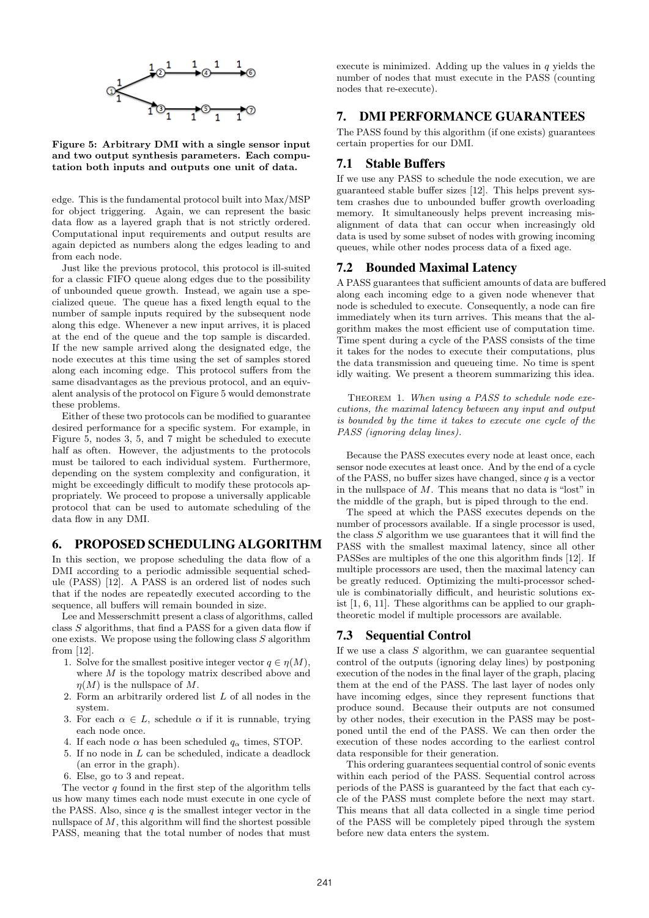**Figure 5: Arbitrary DMI with a single sensor input and two output synthesis parameters. Each computation both inputs and outputs one unit of data.**

edge. This is the fundamental protocol built into Max/MSP for object triggering. Again, we can represent the basic data flow as a layered graph that is not strictly ordered. Computational input requirements and output results are again depicted as numbers along the edges leading to and from each node.

Just like the previous protocol, this protocol is ill-suited for a classic FIFO queue along edges due to the possibility of unbounded queue growth. Instead, we again use a specialized queue. The queue has a fixed length equal to the number of sample inputs required by the subsequent node along this edge. Whenever a new input arrives, it is placed at the end of the queue and the top sample is discarded. If the new sample arrived along the designated edge, the node executes at this time using the set of samples stored along each incoming edge. This protocol suffers from the same disadvantages as the previous protocol, and an equivalent analysis of the protocol on Figure 5 would demonstrate these problems.

Either of these two protocols can be modified to guarantee desired performance for a specific system. For example, in Figure 5, nodes 3, 5, and 7 might be scheduled to execute half as often. However, the adjustments to the protocols must be tailored to each individual system. Furthermore, depending on the system complexity and configuration, it might be exceedingly difficult to modify these protocols appropriately. We proceed to propose a universally applicable protocol that can be used to automate scheduling of the data flow in any DMI.

## 6. PROPOSED SCHEDULING ALGORITHM

In this section, we propose scheduling the data flow of a DMI according to a periodic admissible sequential schedule (PASS) [12]. A PASS is an ordered list of nodes such that if the nodes are repeatedly executed according to the sequence, all buffers will remain bounded in size.

Lee and Messerschmitt present a class of algorithms, called class $S$ algorithms, that find a PASS for a given data flow if one exists. We propose using the following class $S$ algorithm from [12].

1. Solve for the smallest positive integer vector $q \in \eta(M)$, where $M$ is the topology matrix described above and $\eta(M)$ is the nullspace of $M$.
2. Form an arbitrarily ordered list $L$ of all nodes in the system.
3. For each $\alpha \in L$, schedule $\alpha$ if it is runnable, trying each node once.
4. If each node $\alpha$ has been scheduled $q_\alpha$ times, STOP.
5. If no node in $L$ can be scheduled, indicate a deadlock (an error in the graph).
6. Else, go to 3 and repeat.

The vector $q$ found in the first step of the algorithm tells us how many times each node must execute in one cycle of the PASS. Also, since $q$ is the smallest integer vector in the nullspace of $M$, this algorithm will find the shortest possible PASS, meaning that the total number of nodes that must execute is minimized. Adding up the values in $q$ yields the number of nodes that must execute in the PASS (counting nodes that re-execute).

## 7. DMI PERFORMANCE GUARANTEES

The PASS found by this algorithm (if one exists) guarantees certain properties for our DMI.

### 7.1 Stable Buffers

If we use any PASS to schedule the node execution, we are guaranteed stable buffer sizes [12]. This helps prevent system crashes due to unbounded buffer growth overloading memory. It simultaneously helps prevent increasing misalignment of data that can occur when increasingly old data is used by some subset of nodes with growing incoming queues, while other nodes process data of a fixed age.

### 7.2 Bounded Maximal Latency

A PASS guarantees that sufficient amounts of data are buffered along each incoming edge to a given node whenever that node is scheduled to execute. Consequently, a node can fire immediately when its turn arrives. This means that the algorithm makes the most efficient use of computation time. Time spent during a cycle of the PASS consists of the time it takes for the nodes to execute their computations, plus the data transmission and queueing time. No time is spent idly waiting. We present a theorem summarizing this idea.

THEOREM 1. *When using a PASS to schedule node executions, the maximal latency between any input and output is bounded by the time it takes to execute one cycle of the PASS (ignoring delay lines).*

Because the PASS executes every node at least once, each sensor node executes at least once. And by the end of a cycle of the PASS, no buffer sizes have changed, since $q$ is a vector in the nullspace of $M$. This means that no data is "lost" in the middle of the graph, but is piped through to the end.

The speed at which the PASS executes depends on the number of processors available. If a single processor is used, the class $S$ algorithm we use guarantees that it will find the PASS with the smallest maximal latency, since all other PASSes are multiples of the one this algorithm finds [12]. If multiple processors are used, then the maximal latency can be greatly reduced. Optimizing the multi-processor schedule is combinatorially difficult, and heuristic solutions exist [1, 6, 11]. These algorithms can be applied to our graph-theoretic model if multiple processors are available.

### 7.3 Sequential Control

If we use a class $S$ algorithm, we can guarantee sequential control of the outputs (ignoring delay lines) by postponing execution of the nodes in the final layer of the graph, placing them at the end of the PASS. The last layer of nodes only have incoming edges, since they represent functions that produce sound. Because their outputs are not consumed by other nodes, their execution in the PASS may be postponed until the end of the PASS. We can then order the execution of these nodes according to the earliest control data responsible for their generation.

This ordering guarantees sequential control of sonic events within each period of the PASS. Sequential control across periods of the PASS is guaranteed by the fact that each cycle of the PASS must complete before the next may start. This means that all data collected in a single time period of the PASS will be completely piped through the system before new data enters the system.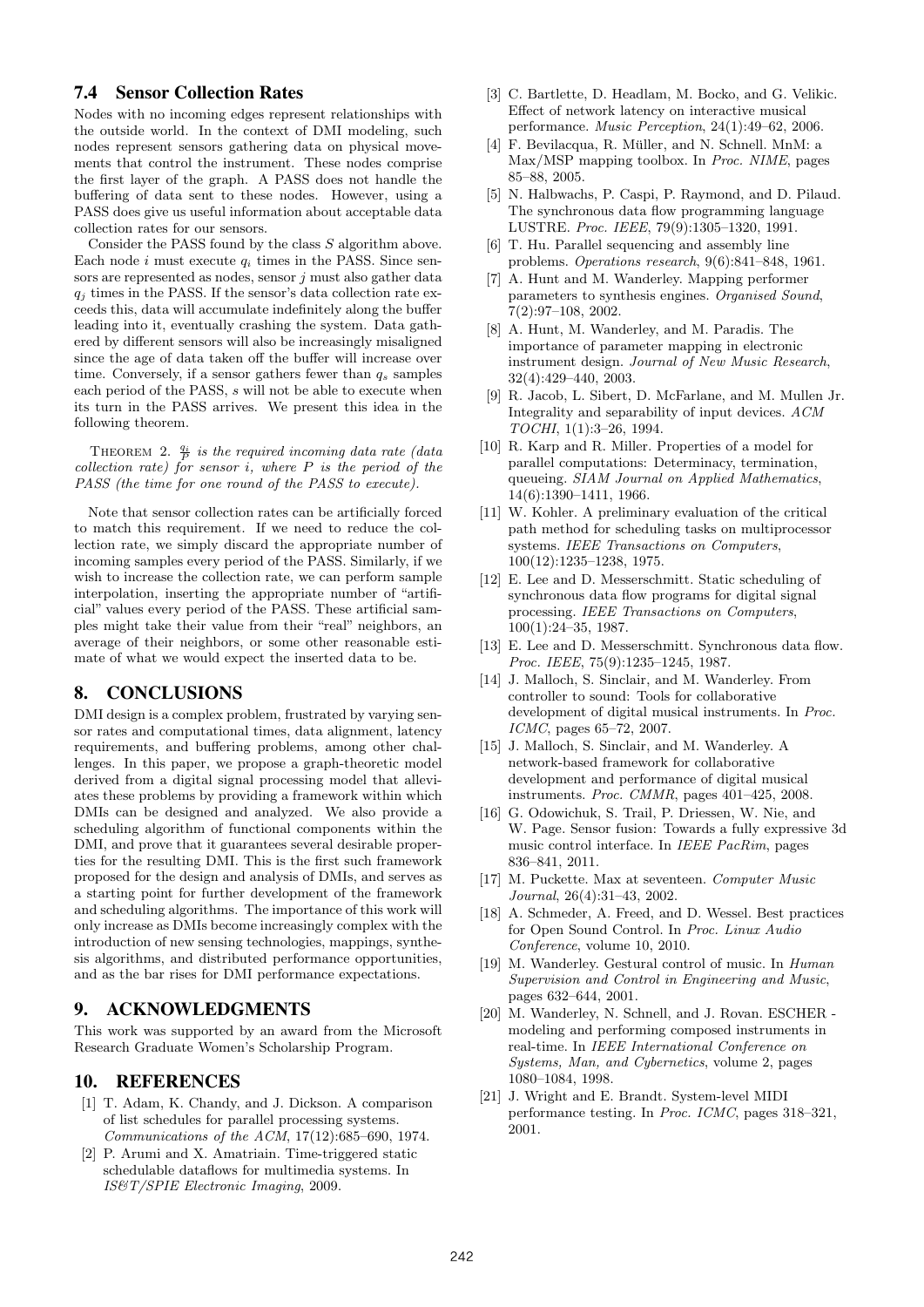## 7.4 Sensor Collection Rates

Nodes with no incoming edges represent relationships with the outside world. In the context of DMI modeling, such nodes represent sensors gathering data on physical movements that control the instrument. These nodes comprise the first layer of the graph. A PASS does not handle the buffering of data sent to these nodes. However, using a PASS does give us useful information about acceptable data collection rates for our sensors.

Consider the PASS found by the class $S$ algorithm above. Each node $i$ must execute $q_i$ times in the PASS. Since sensors are represented as nodes, sensor $j$ must also gather data $q_j$ times in the PASS. If the sensor's data collection rate exceeds this, data will accumulate indefinitely along the buffer leading into it, eventually crashing the system. Data gathered by different sensors will also be increasingly misaligned since the age of data taken off the buffer will increase over time. Conversely, if a sensor gathers fewer than $q_s$ samples each period of the PASS, $s$ will not be able to execute when its turn in the PASS arrives. We present this idea in the following theorem.

THEOREM 2. *$\frac{q_i}{P}$ is the required incoming data rate (data collection rate) for sensor $i$, where $P$ is the period of the PASS (the time for one round of the PASS to execute).*

Note that sensor collection rates can be artificially forced to match this requirement. If we need to reduce the collection rate, we simply discard the appropriate number of incoming samples every period of the PASS. Similarly, if we wish to increase the collection rate, we can perform sample interpolation, inserting the appropriate number of "artificial" values every period of the PASS. These artificial samples might take their value from their "real" neighbors, an average of their neighbors, or some other reasonable estimate of what we would expect the inserted data to be.

# 8. CONCLUSIONS

DMI design is a complex problem, frustrated by varying sensor rates and computational times, data alignment, latency requirements, and buffering problems, among other challenges. In this paper, we propose a graph-theoretic model derived from a digital signal processing model that alleviates these problems by providing a framework within which DMIs can be designed and analyzed. We also provide a scheduling algorithm of functional components within the DMI, and prove that it guarantees several desirable properties for the resulting DMI. This is the first such framework proposed for the design and analysis of DMIs, and serves as a starting point for further development of the framework and scheduling algorithms. The importance of this work will only increase as DMIs become increasingly complex with the introduction of new sensing technologies, mappings, synthesis algorithms, and distributed performance opportunities, and as the bar rises for DMI performance expectations.

# 9. ACKNOWLEDGMENTS

This work was supported by an award from the Microsoft Research Graduate Women's Scholarship Program.

# 10. REFERENCES

[1] T. Adam, K. Chandy, and J. Dickson. A comparison of list schedules for parallel processing systems. *Communications of the ACM*, 17(12):685–690, 1974.

[2] P. Arumi and X. Amatriain. Time-triggered static schedulable dataflows for multimedia systems. In *IS&T/SPIE Electronic Imaging*, 2009.

[3] C. Bartlette, D. Headlam, M. Bocko, and G. Velikic. Effect of network latency on interactive musical performance. *Music Perception*, 24(1):49–62, 2006.

[4] F. Bevilacqua, R. Müller, and N. Schnell. MnM: a Max/MSP mapping toolbox. In *Proc. NIME*, pages 85–88, 2005.

[5] N. Halbwachs, P. Caspi, P. Raymond, and D. Pilaud. The synchronous data flow programming language LUSTRE. *Proc. IEEE*, 79(9):1305–1320, 1991.

[6] T. Hu. Parallel sequencing and assembly line problems. *Operations research*, 9(6):841–848, 1961.

[7] A. Hunt and M. Wanderley. Mapping performer parameters to synthesis engines. *Organised Sound*, 7(2):97–108, 2002.

[8] A. Hunt, M. Wanderley, and M. Paradis. The importance of parameter mapping in electronic instrument design. *Journal of New Music Research*, 32(4):429–440, 2003.

[9] R. Jacob, L. Sibert, D. McFarlane, and M. Mullen Jr. Integrality and separability of input devices. *ACM TOCHI*, 1(1):3–26, 1994.

[10] R. Karp and R. Miller. Properties of a model for parallel computations: Determinacy, termination, queueing. *SIAM Journal on Applied Mathematics*, 14(6):1390–1411, 1966.

[11] W. Kohler. A preliminary evaluation of the critical path method for scheduling tasks on multiprocessor systems. *IEEE Transactions on Computers*, 100(12):1235–1238, 1975.

[12] E. Lee and D. Messerschmitt. Static scheduling of synchronous data flow programs for digital signal processing. *IEEE Transactions on Computers*, 100(1):24–35, 1987.

[13] E. Lee and D. Messerschmitt. Synchronous data flow. *Proc. IEEE*, 75(9):1235–1245, 1987.

[14] J. Malloch, S. Sinclair, and M. Wanderley. From controller to sound: Tools for collaborative development of digital musical instruments. In *Proc. ICMC*, pages 65–72, 2007.

[15] J. Malloch, S. Sinclair, and M. Wanderley. A network-based framework for collaborative development and performance of digital musical instruments. *Proc. CMMR*, pages 401–425, 2008.

[16] G. Odowichuk, S. Trail, P. Driessen, W. Nie, and W. Page. Sensor fusion: Towards a fully expressive 3d music control interface. In *IEEE PacRim*, pages 836–841, 2011.

[17] M. Puckette. Max at seventeen. *Computer Music Journal*, 26(4):31–43, 2002.

[18] A. Schmeder, A. Freed, and D. Wessel. Best practices for Open Sound Control. In *Proc. Linux Audio Conference*, volume 10, 2010.

[19] M. Wanderley. Gestural control of music. In *Human Supervision and Control in Engineering and Music*, pages 632–644, 2001.

[20] M. Wanderley, N. Schnell, and J. Rovan. ESCHER - modeling and performing composed instruments in real-time. In *IEEE International Conference on Systems, Man, and Cybernetics*, volume 2, pages 1080–1084, 1998.

[21] J. Wright and E. Brandt. System-level MIDI performance testing. In *Proc. ICMC*, pages 318–321, 2001.